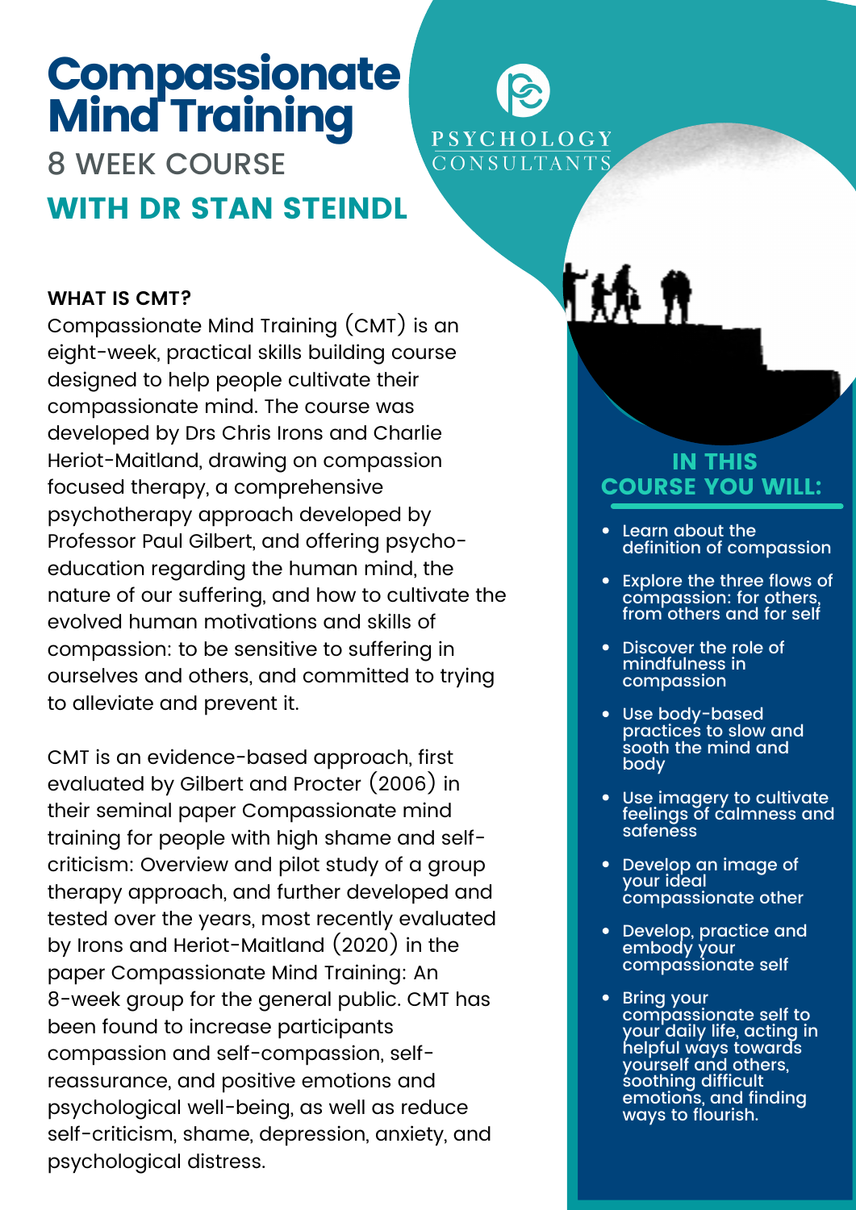# Compassionate Mind Training

## 8 WEEK COURSE

## WITH DR STAN STEINDL

PSYCHOLOGY CONSULTANTS

**WHAT IS CMT?**

Compassionate Mind Training (CMT) is an eight-week, practical skills building course designed to help people cultivate their compassionate mind. The course was developed by Drs Chris Irons and Charlie Heriot-Maitland, drawing on compassion focused therapy, a comprehensive psychotherapy approach developed by Professor Paul Gilbert, and offering psycho-education regarding the human mind, the nature of our suffering, and how to cultivate the evolved human motivations and skills of compassion: to be sensitive to suffering in ourselves and others, and committed to trying to alleviate and prevent it.

CMT is an evidence-based approach, first evaluated by Gilbert and Procter (2006) in their seminal paper Compassionate mind training for people with high shame and self-criticism: Overview and pilot study of a group therapy approach, and further developed and tested over the years, most recently evaluated by Irons and Heriot-Maitland (2020) in the paper Compassionate Mind Training: An 8-week group for the general public. CMT has been found to increase participants compassion and self-compassion, self-reassurance, and positive emotions and psychological well-being, as well as reduce self-criticism, shame, depression, anxiety, and psychological distress.

### IN THIS COURSE YOU WILL:

- Learn about the definition of compassion
- Explore the three flows of compassion: for others, from others and for self
- Discover the role of mindfulness in compassion
- Use body-based practices to slow and sooth the mind and body
- Use imagery to cultivate feelings of calmness and safeness
- Develop an image of your ideal compassionate other
- Develop, practice and embody your compassionate self
- Bring your compassionate self to your daily life, acting in helpful ways towards yourself and others, soothing difficult emotions, and finding ways to flourish.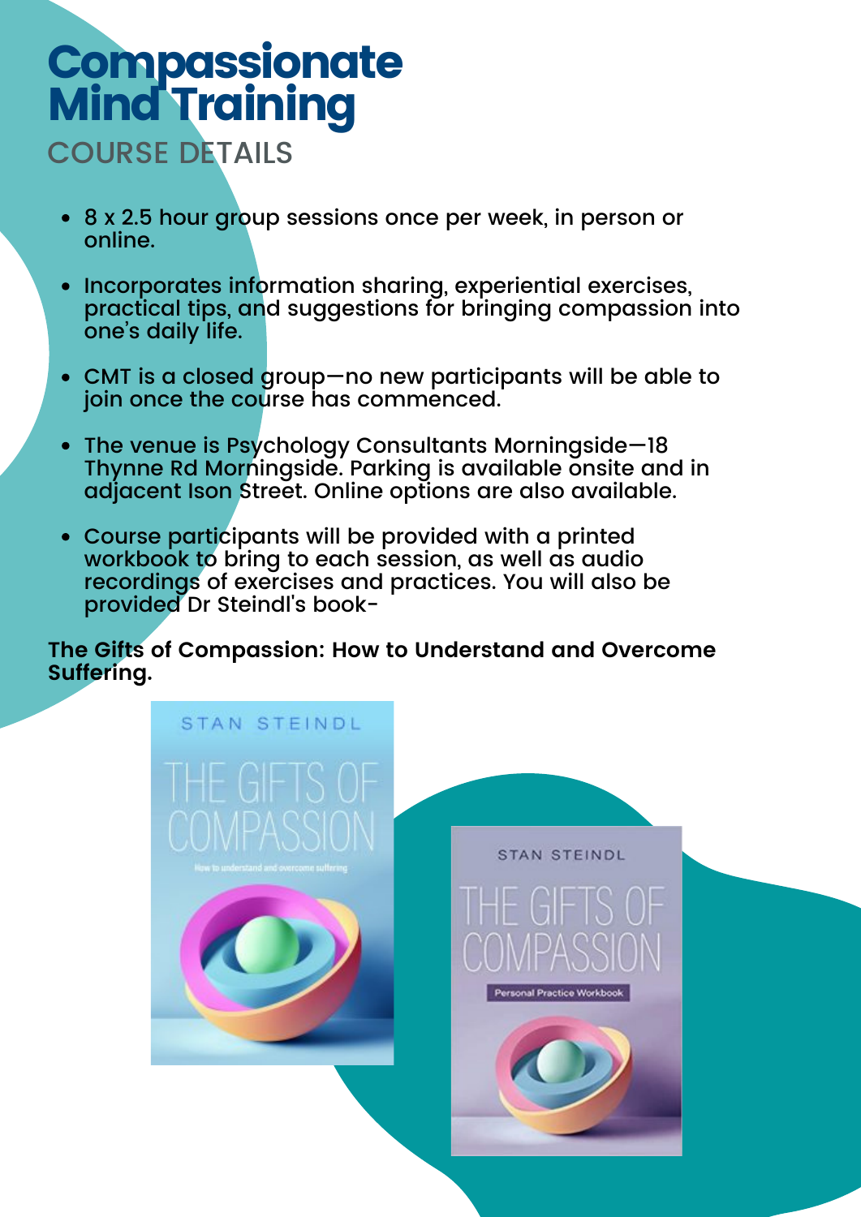# Compassionate Mind Training

## COURSE DETAILS

- 8 x 2.5 hour group sessions once per week, in person or online.
- Incorporates information sharing, experiential exercises, practical tips, and suggestions for bringing compassion into one's daily life.
- CMT is a closed group—no new participants will be able to join once the course has commenced.
- The venue is Psychology Consultants Morningside—18 Thynne Rd Morningside. Parking is available onsite and in adjacent Ison Street. Online options are also available.
- Course participants will be provided with a printed workbook to bring to each session, as well as audio recordings of exercises and practices. You will also be provided Dr Steindl's book-

**The Gifts of Compassion: How to Understand and Overcome Suffering.**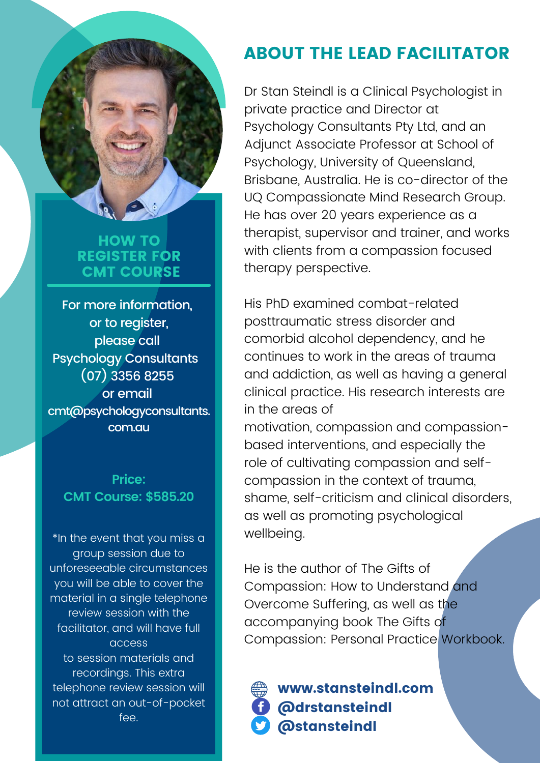## HOW TO REGISTER FOR CMT COURSE

For more information, or to register, please call Psychology Consultants (07) 3356 8255 or email cmt@psychologyconsultants.com.au

**Price:**
**CMT Course: $585.20**

*In the event that you miss a group session due to unforeseeable circumstances you will be able to cover the material in a single telephone review session with the facilitator, and will have full access to session materials and recordings. This extra telephone review session will not attract an out-of-pocket fee.

## ABOUT THE LEAD FACILITATOR

Dr Stan Steindl is a Clinical Psychologist in private practice and Director at Psychology Consultants Pty Ltd, and an Adjunct Associate Professor at School of Psychology, University of Queensland, Brisbane, Australia. He is co-director of the UQ Compassionate Mind Research Group. He has over 20 years experience as a therapist, supervisor and trainer, and works with clients from a compassion focused therapy perspective.

His PhD examined combat-related posttraumatic stress disorder and comorbid alcohol dependency, and he continues to work in the areas of trauma and addiction, as well as having a general clinical practice. His research interests are in the areas of motivation, compassion and compassion-based interventions, and especially the role of cultivating compassion and self-compassion in the context of trauma, shame, self-criticism and clinical disorders, as well as promoting psychological wellbeing.

He is the author of The Gifts of Compassion: How to Understand and Overcome Suffering, as well as the accompanying book The Gifts of Compassion: Personal Practice Workbook.

**www.stansteindl.com**
**@drstansteindl**
**@stansteindl**